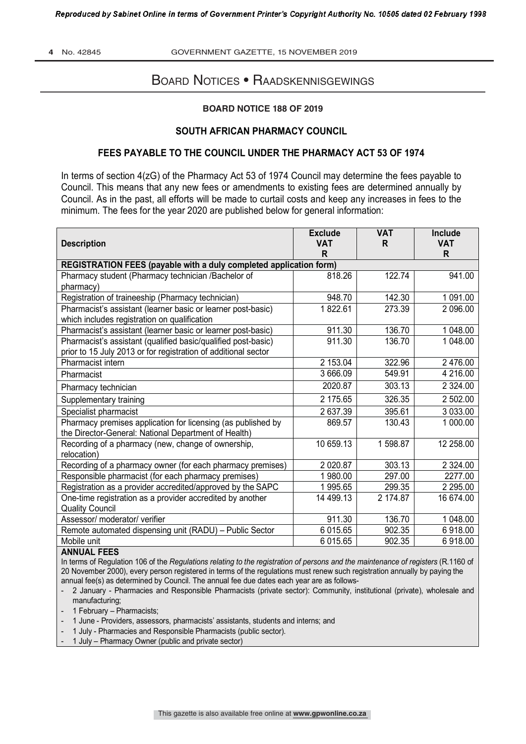# Board Notices • Raadskennisgewings

## BOARD NOTICE 188 OF 2019

## SOUTH AFRICAN PHARMACY COUNCIL

## FEES PAYABLE TO THE COUNCIL UNDER THE PHARMACY ACT 53 OF 1974

In terms of section 4(zG) of the Pharmacy Act 53 of 1974 Council may determine the fees payable to Council. This means that any new fees or amendments to existing fees are determined annually by Council. As in the past, all efforts will be made to curtail costs and keep any increases in fees to the minimum. The fees for the year 2020 are published below for general information:

| Description | Exclude VAT R | VAT R | Include VAT R |
|---|---|---|---|
| **REGISTRATION FEES (payable with a duly completed application form)** | | | |
| Pharmacy student (Pharmacy technician /Bachelor of pharmacy) | 818.26 | 122.74 | 941.00 |
| Registration of traineeship (Pharmacy technician) | 948.70 | 142.30 | 1 091.00 |
| Pharmacist's assistant (learner basic or learner post-basic) which includes registration on qualification | 1 822.61 | 273.39 | 2 096.00 |
| Pharmacist's assistant (learner basic or learner post-basic) | 911.30 | 136.70 | 1 048.00 |
| Pharmacist's assistant (qualified basic/qualified post-basic) prior to 15 July 2013 or for registration of additional sector | 911.30 | 136.70 | 1 048.00 |
| Pharmacist intern | 2 153.04 | 322.96 | 2 476.00 |
| Pharmacist | 3 666.09 | 549.91 | 4 216.00 |
| Pharmacy technician | 2020.87 | 303.13 | 2 324.00 |
| Supplementary training | 2 175.65 | 326.35 | 2 502.00 |
| Specialist pharmacist | 2 637.39 | 395.61 | 3 033.00 |
| Pharmacy premises application for licensing (as published by the Director-General: National Department of Health) | 869.57 | 130.43 | 1 000.00 |
| Recording of a pharmacy (new, change of ownership, relocation) | 10 659.13 | 1 598.87 | 12 258.00 |
| Recording of a pharmacy owner (for each pharmacy premises) | 2 020.87 | 303.13 | 2 324.00 |
| Responsible pharmacist (for each pharmacy premises) | 1 980.00 | 297.00 | 2277.00 |
| Registration as a provider accredited/approved by the SAPC | 1 995.65 | 299.35 | 2 295.00 |
| One-time registration as a provider accredited by another Quality Council | 14 499.13 | 2 174.87 | 16 674.00 |
| Assessor/ moderator/ verifier | 911.30 | 136.70 | 1 048.00 |
| Remote automated dispensing unit (RADU) – Public Sector | 6 015.65 | 902.35 | 6 918.00 |
| Mobile unit | 6 015.65 | 902.35 | 6 918.00 |

**ANNUAL FEES**

In terms of Regulation 106 of the *Regulations relating to the registration of persons and the maintenance of registers* (R.1160 of 20 November 2000), every person registered in terms of the regulations must renew such registration annually by paying the annual fee(s) as determined by Council. The annual fee due dates each year are as follows-

- 2 January - Pharmacies and Responsible Pharmacists (private sector): Community, institutional (private), wholesale and manufacturing;
- 1 February – Pharmacists;
- 1 June - Providers, assessors, pharmacists' assistants, students and interns; and
- 1 July - Pharmacies and Responsible Pharmacists (public sector).
- 1 July – Pharmacy Owner (public and private sector)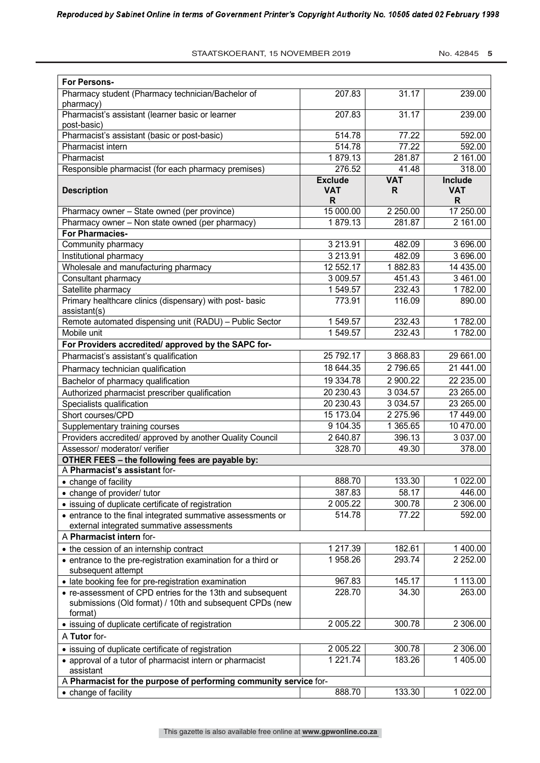| For Persons- | | | |
|---|---|---|---|
| Pharmacy student (Pharmacy technician/Bachelor of pharmacy) | 207.83 | 31.17 | 239.00 |
| Pharmacist's assistant (learner basic or learner post-basic) | 207.83 | 31.17 | 239.00 |
| Pharmacist's assistant (basic or post-basic) | 514.78 | 77.22 | 592.00 |
| Pharmacist intern | 514.78 | 77.22 | 592.00 |
| Pharmacist | 1 879.13 | 281.87 | 2 161.00 |
| Responsible pharmacist (for each pharmacy premises) | 276.52 | 41.48 | 318.00 |
| **Description** | **Exclude VAT R** | **VAT R** | **Include VAT R** |
| Pharmacy owner – State owned (per province) | 15 000.00 | 2 250.00 | 17 250.00 |
| Pharmacy owner – Non state owned (per pharmacy) | 1 879.13 | 281.87 | 2 161.00 |
| **For Pharmacies-** | | | |
| Community pharmacy | 3 213.91 | 482.09 | 3 696.00 |
| Institutional pharmacy | 3 213.91 | 482.09 | 3 696.00 |
| Wholesale and manufacturing pharmacy | 12 552.17 | 1 882.83 | 14 435.00 |
| Consultant pharmacy | 3 009.57 | 451.43 | 3 461.00 |
| Satellite pharmacy | 1 549.57 | 232.43 | 1 782.00 |
| Primary healthcare clinics (dispensary) with post- basic assistant(s) | 773.91 | 116.09 | 890.00 |
| Remote automated dispensing unit (RADU) – Public Sector | 1 549.57 | 232.43 | 1 782.00 |
| Mobile unit | 1 549.57 | 232.43 | 1 782.00 |
| **For Providers accredited/ approved by the SAPC for-** | | | |
| Pharmacist's assistant's qualification | 25 792.17 | 3 868.83 | 29 661.00 |
| Pharmacy technician qualification | 18 644.35 | 2 796.65 | 21 441.00 |
| Bachelor of pharmacy qualification | 19 334.78 | 2 900.22 | 22 235.00 |
| Authorized pharmacist prescriber qualification | 20 230.43 | 3 034.57 | 23 265.00 |
| Specialists qualification | 20 230.43 | 3 034.57 | 23 265.00 |
| Short courses/CPD | 15 173.04 | 2 275.96 | 17 449.00 |
| Supplementary training courses | 9 104.35 | 1 365.65 | 10 470.00 |
| Providers accredited/ approved by another Quality Council | 2 640.87 | 396.13 | 3 037.00 |
| Assessor/ moderator/ verifier | 328.70 | 49.30 | 378.00 |
| **OTHER FEES – the following fees are payable by:** | | | |
| A **Pharmacist's assistant** for- | | | |
| • change of facility | 888.70 | 133.30 | 1 022.00 |
| • change of provider/ tutor | 387.83 | 58.17 | 446.00 |
| • issuing of duplicate certificate of registration | 2 005.22 | 300.78 | 2 306.00 |
| • entrance to the final integrated summative assessments or external integrated summative assessments | 514.78 | 77.22 | 592.00 |
| A **Pharmacist intern** for- | | | |
| • the cession of an internship contract | 1 217.39 | 182.61 | 1 400.00 |
| • entrance to the pre-registration examination for a third or subsequent attempt | 1 958.26 | 293.74 | 2 252.00 |
| • late booking fee for pre-registration examination | 967.83 | 145.17 | 1 113.00 |
| • re-assessment of CPD entries for the 13th and subsequent submissions (Old format) / 10th and subsequent CPDs (new format) | 228.70 | 34.30 | 263.00 |
| • issuing of duplicate certificate of registration | 2 005.22 | 300.78 | 2 306.00 |
| A **Tutor** for- | | | |
| • issuing of duplicate certificate of registration | 2 005.22 | 300.78 | 2 306.00 |
| • approval of a tutor of pharmacist intern or pharmacist assistant | 1 221.74 | 183.26 | 1 405.00 |
| A **Pharmacist for the purpose of performing community service** for- | | | |
| • change of facility | 888.70 | 133.30 | 1 022.00 |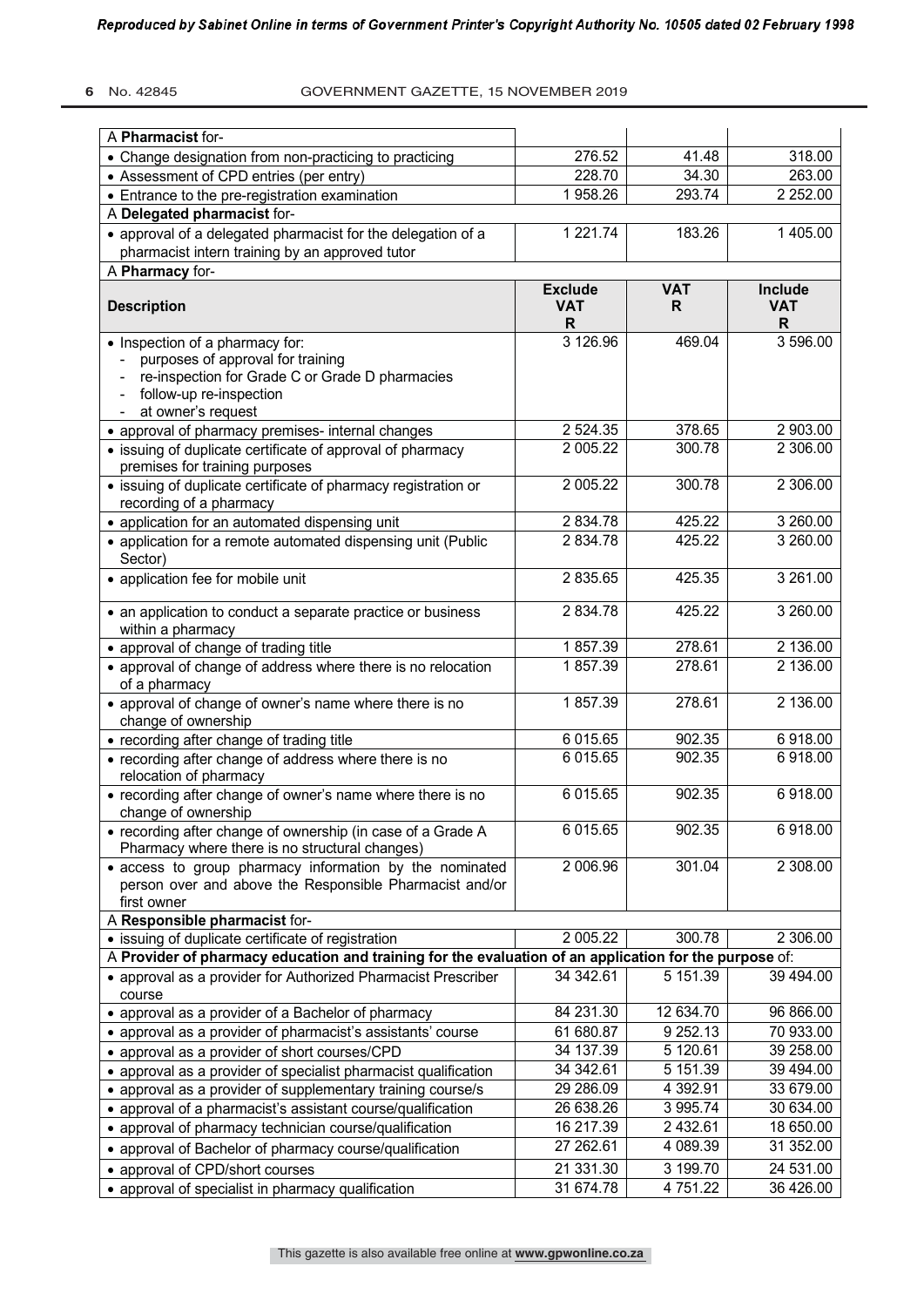| A **Pharmacist** for- | | | |
|---|---|---|---|
| • Change designation from non-practicing to practicing | 276.52 | 41.48 | 318.00 |
| • Assessment of CPD entries (per entry) | 228.70 | 34.30 | 263.00 |
| • Entrance to the pre-registration examination | 1 958.26 | 293.74 | 2 252.00 |
| A **Delegated pharmacist** for- | | | |
| • approval of a delegated pharmacist for the delegation of a pharmacist intern training by an approved tutor | 1 221.74 | 183.26 | 1 405.00 |
| A **Pharmacy** for- | | | |
| **Description** | **Exclude VAT R** | **VAT R** | **Include VAT R** |
| • Inspection of a pharmacy for:<br>- purposes of approval for training<br>- re-inspection for Grade C or Grade D pharmacies<br>- follow-up re-inspection<br>- at owner's request | 3 126.96 | 469.04 | 3 596.00 |
| • approval of pharmacy premises- internal changes | 2 524.35 | 378.65 | 2 903.00 |
| • issuing of duplicate certificate of approval of pharmacy premises for training purposes | 2 005.22 | 300.78 | 2 306.00 |
| • issuing of duplicate certificate of pharmacy registration or recording of a pharmacy | 2 005.22 | 300.78 | 2 306.00 |
| • application for an automated dispensing unit | 2 834.78 | 425.22 | 3 260.00 |
| • application for a remote automated dispensing unit (Public Sector) | 2 834.78 | 425.22 | 3 260.00 |
| • application fee for mobile unit | 2 835.65 | 425.35 | 3 261.00 |
| • an application to conduct a separate practice or business within a pharmacy | 2 834.78 | 425.22 | 3 260.00 |
| • approval of change of trading title | 1 857.39 | 278.61 | 2 136.00 |
| • approval of change of address where there is no relocation of a pharmacy | 1 857.39 | 278.61 | 2 136.00 |
| • approval of change of owner's name where there is no change of ownership | 1 857.39 | 278.61 | 2 136.00 |
| • recording after change of trading title | 6 015.65 | 902.35 | 6 918.00 |
| • recording after change of address where there is no relocation of pharmacy | 6 015.65 | 902.35 | 6 918.00 |
| • recording after change of owner's name where there is no change of ownership | 6 015.65 | 902.35 | 6 918.00 |
| • recording after change of ownership (in case of a Grade A Pharmacy where there is no structural changes) | 6 015.65 | 902.35 | 6 918.00 |
| • access to group pharmacy information by the nominated person over and above the Responsible Pharmacist and/or first owner | 2 006.96 | 301.04 | 2 308.00 |
| A **Responsible pharmacist** for- | | | |
| • issuing of duplicate certificate of registration | 2 005.22 | 300.78 | 2 306.00 |
| A **Provider of pharmacy education and training for the evaluation of an application for the purpose** of: | | | |
| • approval as a provider for Authorized Pharmacist Prescriber course | 34 342.61 | 5 151.39 | 39 494.00 |
| • approval as a provider of a Bachelor of pharmacy | 84 231.30 | 12 634.70 | 96 866.00 |
| • approval as a provider of pharmacist's assistants' course | 61 680.87 | 9 252.13 | 70 933.00 |
| • approval as a provider of short courses/CPD | 34 137.39 | 5 120.61 | 39 258.00 |
| • approval as a provider of specialist pharmacist qualification | 34 342.61 | 5 151.39 | 39 494.00 |
| • approval as a provider of supplementary training course/s | 29 286.09 | 4 392.91 | 33 679.00 |
| • approval of a pharmacist's assistant course/qualification | 26 638.26 | 3 995.74 | 30 634.00 |
| • approval of pharmacy technician course/qualification | 16 217.39 | 2 432.61 | 18 650.00 |
| • approval of Bachelor of pharmacy course/qualification | 27 262.61 | 4 089.39 | 31 352.00 |
| • approval of CPD/short courses | 21 331.30 | 3 199.70 | 24 531.00 |
| • approval of specialist in pharmacy qualification | 31 674.78 | 4 751.22 | 36 426.00 |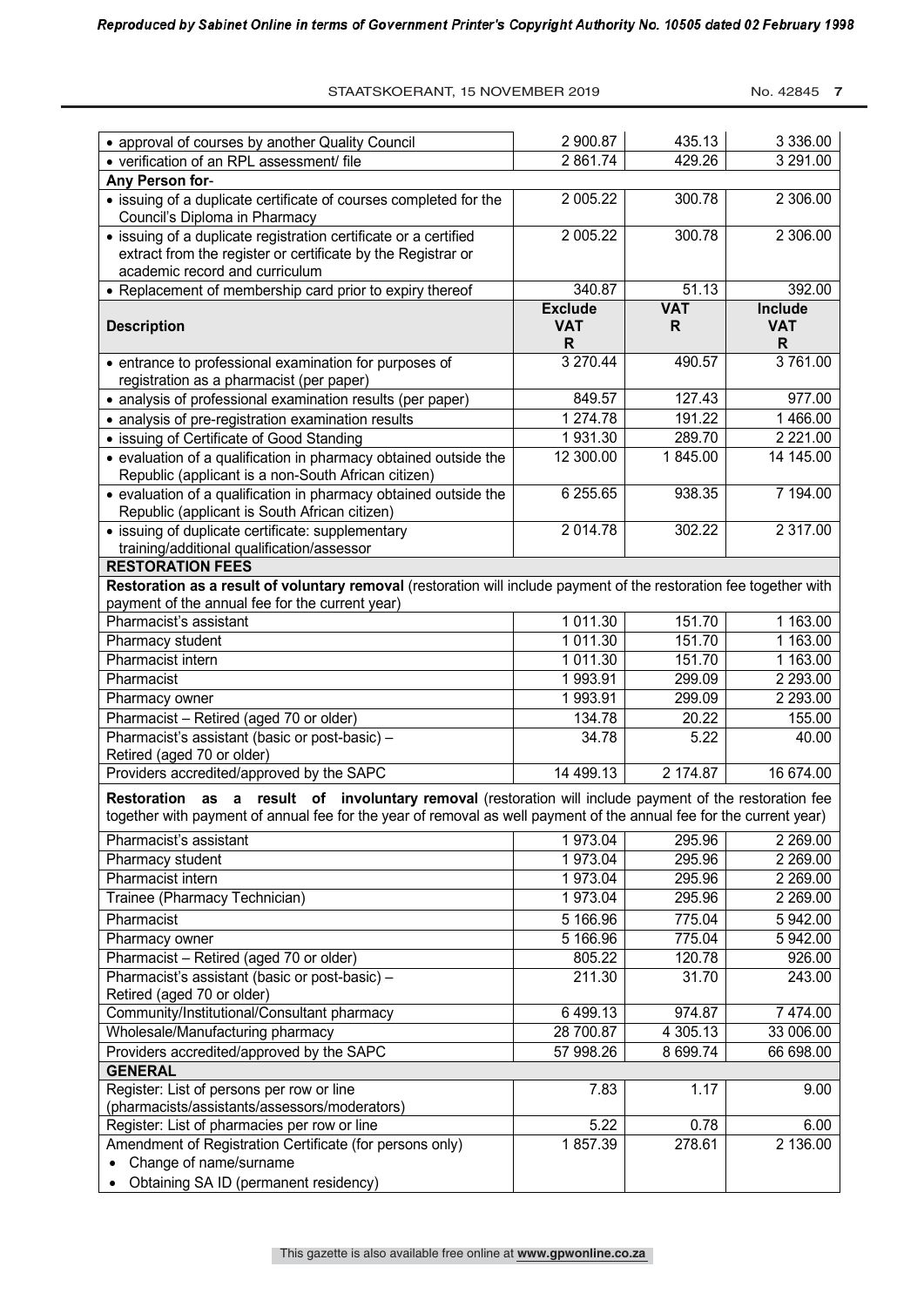| | | | |
|---|---|---|---|
| • approval of courses by another Quality Council | 2 900.87 | 435.13 | 3 336.00 |
| • verification of an RPL assessment/ file | 2 861.74 | 429.26 | 3 291.00 |
| **Any Person for**- | | | |
| • issuing of a duplicate certificate of courses completed for the Council's Diploma in Pharmacy | 2 005.22 | 300.78 | 2 306.00 |
| • issuing of a duplicate registration certificate or a certified extract from the register or certificate by the Registrar or academic record and curriculum | 2 005.22 | 300.78 | 2 306.00 |
| • Replacement of membership card prior to expiry thereof | 340.87 | 51.13 | 392.00 |
| **Description** | **Exclude VAT R** | **VAT R** | **Include VAT R** |
| • entrance to professional examination for purposes of registration as a pharmacist (per paper) | 3 270.44 | 490.57 | 3 761.00 |
| • analysis of professional examination results (per paper) | 849.57 | 127.43 | 977.00 |
| • analysis of pre-registration examination results | 1 274.78 | 191.22 | 1 466.00 |
| • issuing of Certificate of Good Standing | 1 931.30 | 289.70 | 2 221.00 |
| • evaluation of a qualification in pharmacy obtained outside the Republic (applicant is a non-South African citizen) | 12 300.00 | 1 845.00 | 14 145.00 |
| • evaluation of a qualification in pharmacy obtained outside the Republic (applicant is South African citizen) | 6 255.65 | 938.35 | 7 194.00 |
| • issuing of duplicate certificate: supplementary training/additional qualification/assessor | 2 014.78 | 302.22 | 2 317.00 |
| **RESTORATION FEES** | | | |
| **Restoration as a result of voluntary removal** (restoration will include payment of the restoration fee together with payment of the annual fee for the current year) | | | |
| Pharmacist's assistant | 1 011.30 | 151.70 | 1 163.00 |
| Pharmacy student | 1 011.30 | 151.70 | 1 163.00 |
| Pharmacist intern | 1 011.30 | 151.70 | 1 163.00 |
| Pharmacist | 1 993.91 | 299.09 | 2 293.00 |
| Pharmacy owner | 1 993.91 | 299.09 | 2 293.00 |
| Pharmacist – Retired (aged 70 or older) | 134.78 | 20.22 | 155.00 |
| Pharmacist's assistant (basic or post-basic) – Retired (aged 70 or older) | 34.78 | 5.22 | 40.00 |
| Providers accredited/approved by the SAPC | 14 499.13 | 2 174.87 | 16 674.00 |
| **Restoration as a result of involuntary removal** (restoration will include payment of the restoration fee together with payment of annual fee for the year of removal as well payment of the annual fee for the current year) | | | |
| Pharmacist's assistant | 1 973.04 | 295.96 | 2 269.00 |
| Pharmacy student | 1 973.04 | 295.96 | 2 269.00 |
| Pharmacist intern | 1 973.04 | 295.96 | 2 269.00 |
| Trainee (Pharmacy Technician) | 1 973.04 | 295.96 | 2 269.00 |
| Pharmacist | 5 166.96 | 775.04 | 5 942.00 |
| Pharmacy owner | 5 166.96 | 775.04 | 5 942.00 |
| Pharmacist – Retired (aged 70 or older) | 805.22 | 120.78 | 926.00 |
| Pharmacist's assistant (basic or post-basic) – Retired (aged 70 or older) | 211.30 | 31.70 | 243.00 |
| Community/Institutional/Consultant pharmacy | 6 499.13 | 974.87 | 7 474.00 |
| Wholesale/Manufacturing pharmacy | 28 700.87 | 4 305.13 | 33 006.00 |
| Providers accredited/approved by the SAPC | 57 998.26 | 8 699.74 | 66 698.00 |
| **GENERAL** | | | |
| Register: List of persons per row or line (pharmacists/assistants/assessors/moderators) | 7.83 | 1.17 | 9.00 |
| Register: List of pharmacies per row or line | 5.22 | 0.78 | 6.00 |
| Amendment of Registration Certificate (for persons only)<br>• Change of name/surname<br>• Obtaining SA ID (permanent residency) | 1 857.39 | 278.61 | 2 136.00 |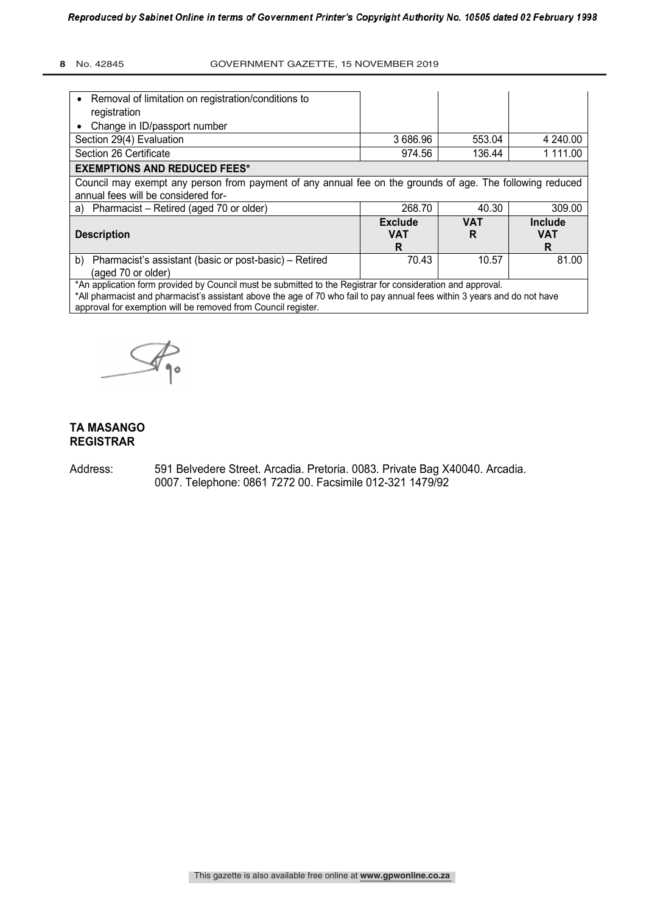| | | | |
|---|---|---|---|
| • Removal of limitation on registration/conditions to registration<br>• Change in ID/passport number | | | |
| Section 29(4) Evaluation | 3 686.96 | 553.04 | 4 240.00 |
| Section 26 Certificate | 974.56 | 136.44 | 1 111.00 |
| **EXEMPTIONS AND REDUCED FEES*** | | | |
| Council may exempt any person from payment of any annual fee on the grounds of age. The following reduced annual fees will be considered for- | | | |
| a) Pharmacist – Retired (aged 70 or older) | 268.70 | 40.30 | 309.00 |
| **Description** | **Exclude VAT R** | **VAT R** | **Include VAT R** |
| b) Pharmacist's assistant (basic or post-basic) – Retired (aged 70 or older) | 70.43 | 10.57 | 81.00 |
| *An application form provided by Council must be submitted to the Registrar for consideration and approval.<br>*All pharmacist and pharmacist's assistant above the age of 70 who fail to pay annual fees within 3 years and do not have approval for exemption will be removed from Council register. | | | |

**TA MASANGO**
**REGISTRAR**

Address: 591 Belvedere Street. Arcadia. Pretoria. 0083. Private Bag X40040. Arcadia. 0007. Telephone: 0861 7272 00. Facsimile 012-321 1479/92